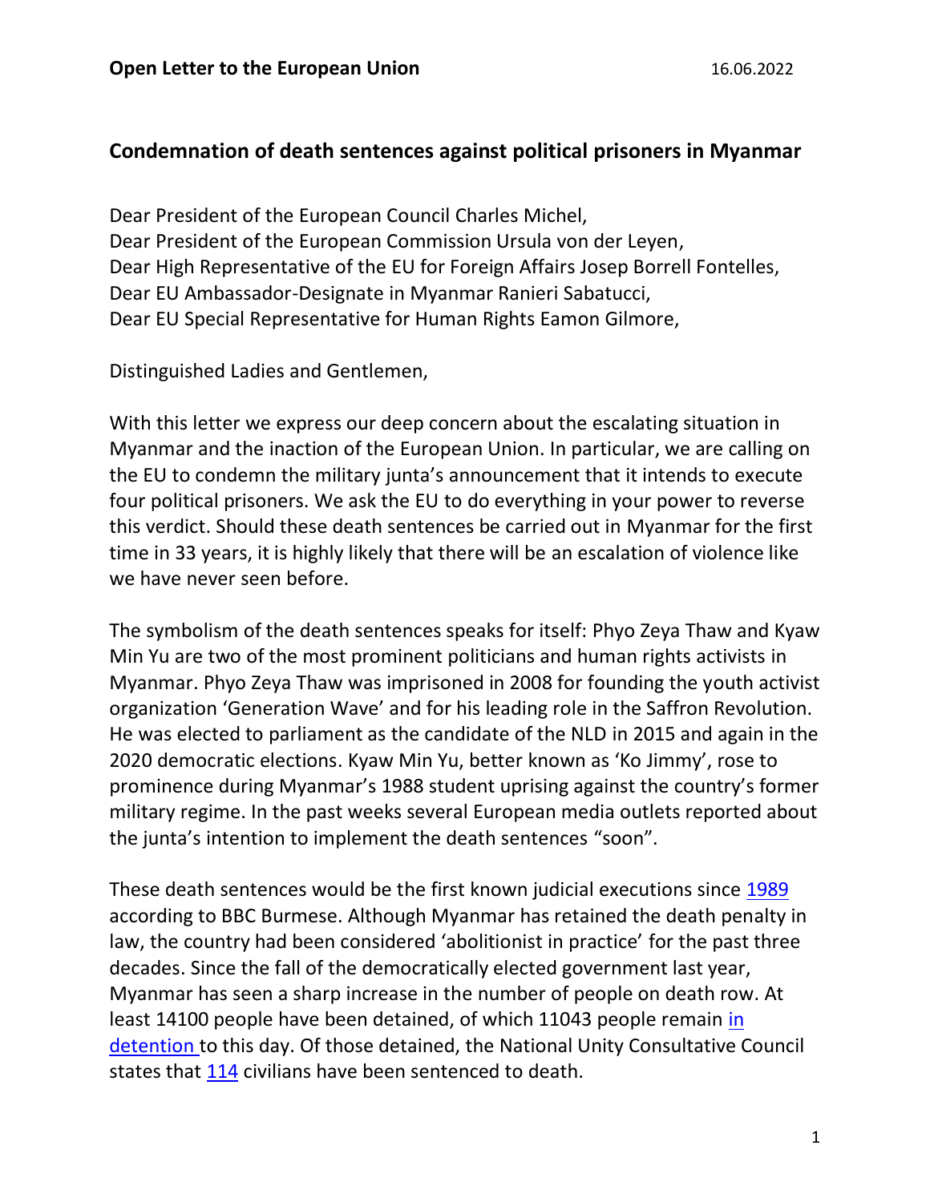**Open Letter to the European Union** 16.06.2022

## Condemnation of death sentences against political prisoners in Myanmar

Dear President of the European Council Charles Michel,
Dear President of the European Commission Ursula von der Leyen,
Dear High Representative of the EU for Foreign Affairs Josep Borrell Fontelles,
Dear EU Ambassador-Designate in Myanmar Ranieri Sabatucci,
Dear EU Special Representative for Human Rights Eamon Gilmore,

Distinguished Ladies and Gentlemen,

With this letter we express our deep concern about the escalating situation in Myanmar and the inaction of the European Union. In particular, we are calling on the EU to condemn the military junta's announcement that it intends to execute four political prisoners. We ask the EU to do everything in your power to reverse this verdict. Should these death sentences be carried out in Myanmar for the first time in 33 years, it is highly likely that there will be an escalation of violence like we have never seen before.

The symbolism of the death sentences speaks for itself: Phyo Zeya Thaw and Kyaw Min Yu are two of the most prominent politicians and human rights activists in Myanmar. Phyo Zeya Thaw was imprisoned in 2008 for founding the youth activist organization 'Generation Wave' and for his leading role in the Saffron Revolution. He was elected to parliament as the candidate of the NLD in 2015 and again in the 2020 democratic elections. Kyaw Min Yu, better known as 'Ko Jimmy', rose to prominence during Myanmar's 1988 student uprising against the country's former military regime. In the past weeks several European media outlets reported about the junta's intention to implement the death sentences "soon".

These death sentences would be the first known judicial executions since 1989 according to BBC Burmese. Although Myanmar has retained the death penalty in law, the country had been considered 'abolitionist in practice' for the past three decades. Since the fall of the democratically elected government last year, Myanmar has seen a sharp increase in the number of people on death row. At least 14100 people have been detained, of which 11043 people remain in detention to this day. Of those detained, the National Unity Consultative Council states that 114 civilians have been sentenced to death.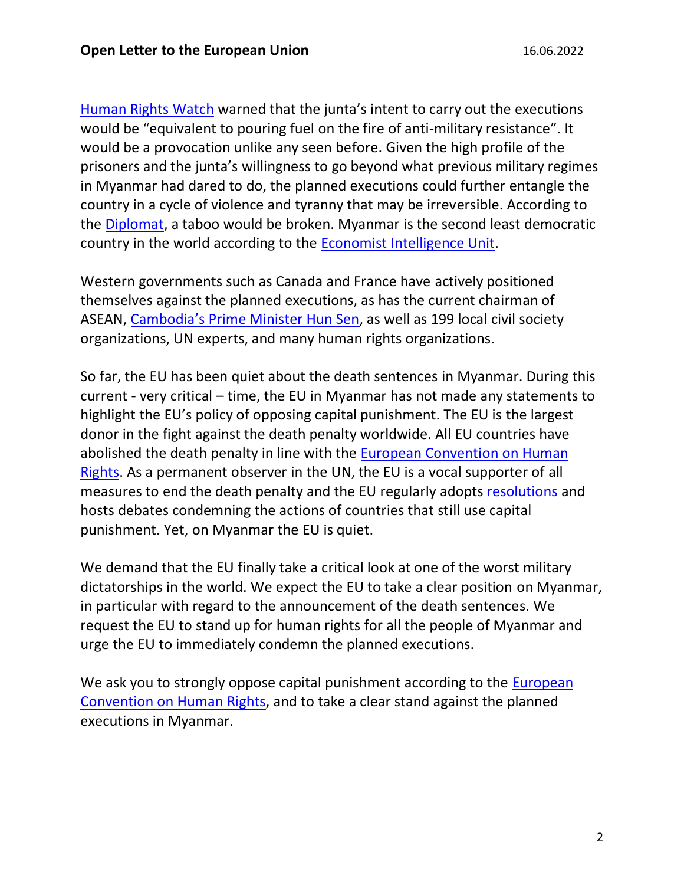Human Rights Watch warned that the junta's intent to carry out the executions would be "equivalent to pouring fuel on the fire of anti-military resistance". It would be a provocation unlike any seen before. Given the high profile of the prisoners and the junta's willingness to go beyond what previous military regimes in Myanmar had dared to do, the planned executions could further entangle the country in a cycle of violence and tyranny that may be irreversible. According to the Diplomat, a taboo would be broken. Myanmar is the second least democratic country in the world according to the Economist Intelligence Unit.

Western governments such as Canada and France have actively positioned themselves against the planned executions, as has the current chairman of ASEAN, Cambodia's Prime Minister Hun Sen, as well as 199 local civil society organizations, UN experts, and many human rights organizations.

So far, the EU has been quiet about the death sentences in Myanmar. During this current - very critical – time, the EU in Myanmar has not made any statements to highlight the EU's policy of opposing capital punishment. The EU is the largest donor in the fight against the death penalty worldwide. All EU countries have abolished the death penalty in line with the European Convention on Human Rights. As a permanent observer in the UN, the EU is a vocal supporter of all measures to end the death penalty and the EU regularly adopts resolutions and hosts debates condemning the actions of countries that still use capital punishment. Yet, on Myanmar the EU is quiet.

We demand that the EU finally take a critical look at one of the worst military dictatorships in the world. We expect the EU to take a clear position on Myanmar, in particular with regard to the announcement of the death sentences. We request the EU to stand up for human rights for all the people of Myanmar and urge the EU to immediately condemn the planned executions.

We ask you to strongly oppose capital punishment according to the European Convention on Human Rights, and to take a clear stand against the planned executions in Myanmar.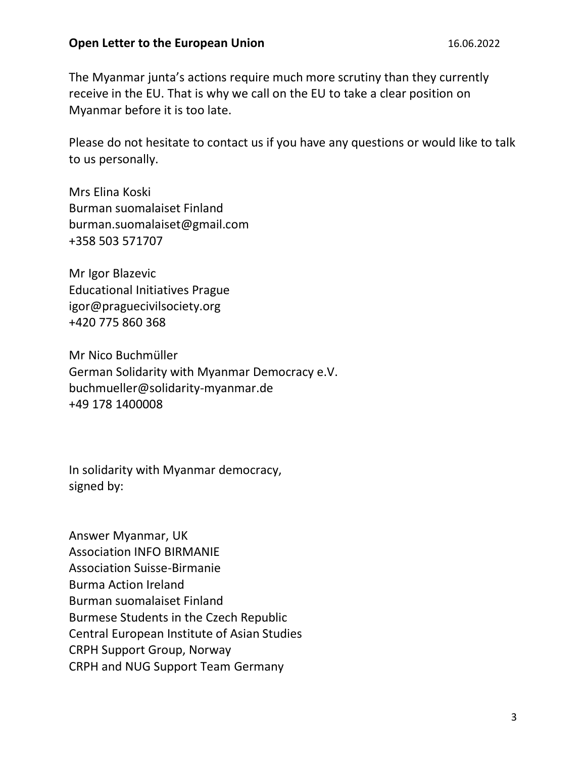The Myanmar junta's actions require much more scrutiny than they currently receive in the EU. That is why we call on the EU to take a clear position on Myanmar before it is too late.

Please do not hesitate to contact us if you have any questions or would like to talk to us personally.

Mrs Elina Koski
Burman suomalaiset Finland
burman.suomalaiset@gmail.com
+358 503 571707

Mr Igor Blazevic
Educational Initiatives Prague
igor@praguecivilsociety.org
+420 775 860 368

Mr Nico Buchmüller
German Solidarity with Myanmar Democracy e.V.
buchmueller@solidarity-myanmar.de
+49 178 1400008

In solidarity with Myanmar democracy,
signed by:

Answer Myanmar, UK
Association INFO BIRMANIE
Association Suisse-Birmanie
Burma Action Ireland
Burman suomalaiset Finland
Burmese Students in the Czech Republic
Central European Institute of Asian Studies
CRPH Support Group, Norway
CRPH and NUG Support Team Germany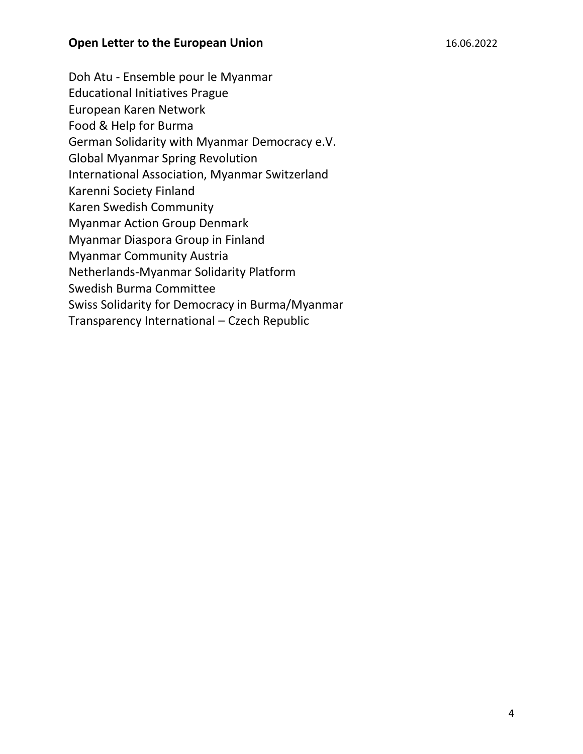Doh Atu - Ensemble pour le Myanmar
Educational Initiatives Prague
European Karen Network
Food & Help for Burma
German Solidarity with Myanmar Democracy e.V.
Global Myanmar Spring Revolution
International Association, Myanmar Switzerland
Karenni Society Finland
Karen Swedish Community
Myanmar Action Group Denmark
Myanmar Diaspora Group in Finland
Myanmar Community Austria
Netherlands-Myanmar Solidarity Platform
Swedish Burma Committee
Swiss Solidarity for Democracy in Burma/Myanmar
Transparency International – Czech Republic